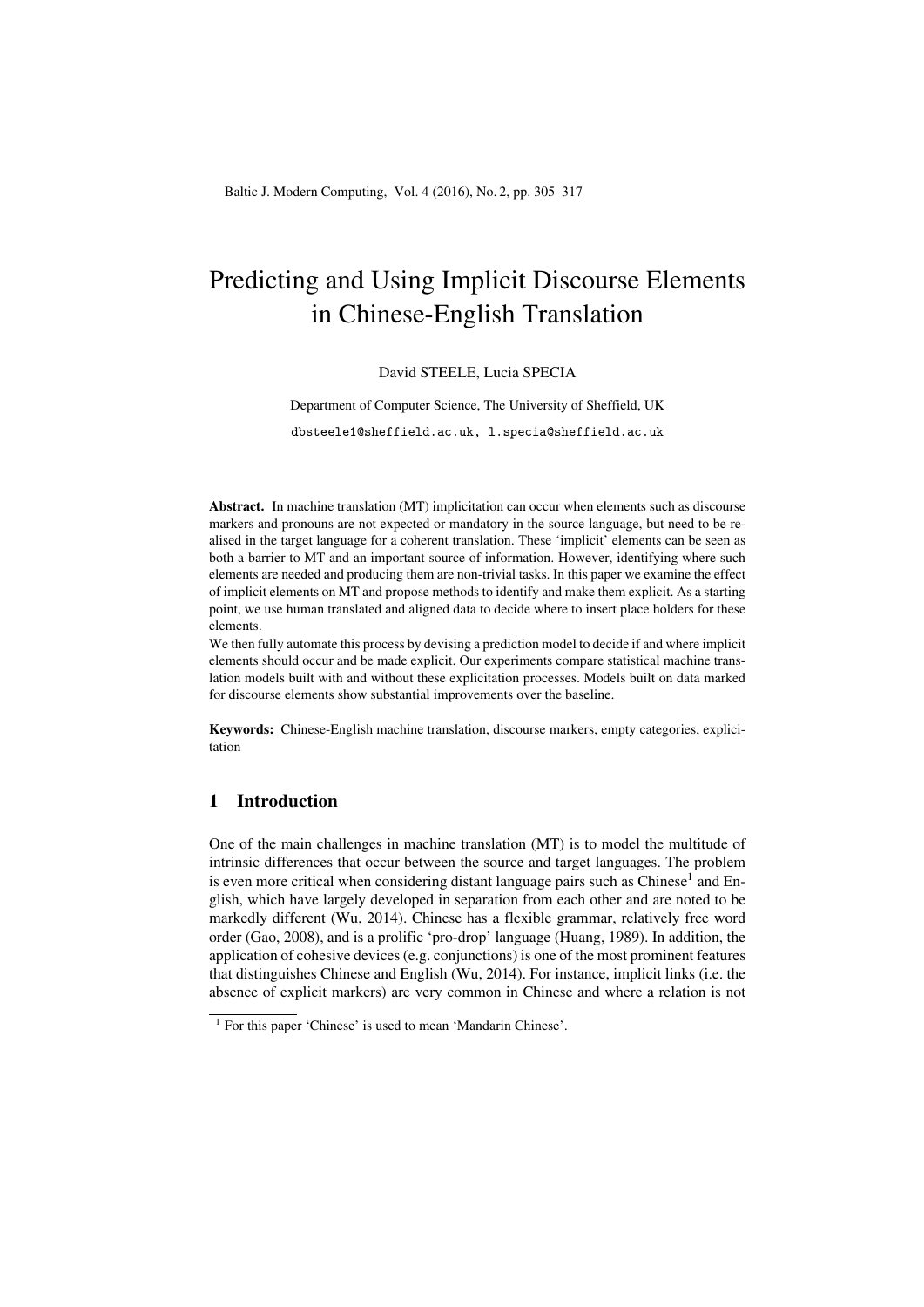# Predicting and Using Implicit Discourse Elements in Chinese-English Translation

David STEELE, Lucia SPECIA

Department of Computer Science, The University of Sheffield, UK

dbsteele1@sheffield.ac.uk, l.specia@sheffield.ac.uk

**Abstract.** In machine translation (MT) implicitation can occur when elements such as discourse markers and pronouns are not expected or mandatory in the source language, but need to be realised in the target language for a coherent translation. These 'implicit' elements can be seen as both a barrier to MT and an important source of information. However, identifying where such elements are needed and producing them are non-trivial tasks. In this paper we examine the effect of implicit elements on MT and propose methods to identify and make them explicit. As a starting point, we use human translated and aligned data to decide where to insert place holders for these elements.

We then fully automate this process by devising a prediction model to decide if and where implicit elements should occur and be made explicit. Our experiments compare statistical machine translation models built with and without these explicitation processes. Models built on data marked for discourse elements show substantial improvements over the baseline.

**Keywords:** Chinese-English machine translation, discourse markers, empty categories, explicitation

## 1 Introduction

One of the main challenges in machine translation (MT) is to model the multitude of intrinsic differences that occur between the source and target languages. The problem is even more critical when considering distant language pairs such as Chinese[1] and English, which have largely developed in separation from each other and are noted to be markedly different (Wu, 2014). Chinese has a flexible grammar, relatively free word order (Gao, 2008), and is a prolific 'pro-drop' language (Huang, 1989). In addition, the application of cohesive devices (e.g. conjunctions) is one of the most prominent features that distinguishes Chinese and English (Wu, 2014). For instance, implicit links (i.e. the absence of explicit markers) are very common in Chinese and where a relation is not

[1] For this paper 'Chinese' is used to mean 'Mandarin Chinese'.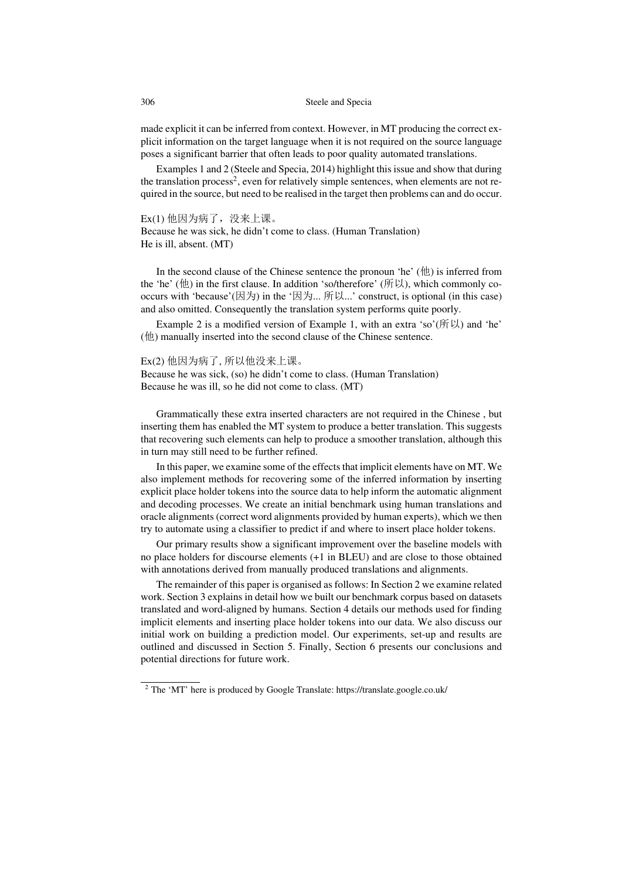made explicit it can be inferred from context. However, in MT producing the correct explicit information on the target language when it is not required on the source language poses a significant barrier that often leads to poor quality automated translations.

Examples 1 and 2 (Steele and Specia, 2014) highlight this issue and show that during the translation process[2], even for relatively simple sentences, when elements are not required in the source, but need to be realised in the target then problems can and do occur.

Ex(1) 他因为病了，没来上课。
Because he was sick, he didn't come to class. (Human Translation)
He is ill, absent. (MT)

In the second clause of the Chinese sentence the pronoun 'he' (他) is inferred from the 'he' (他) in the first clause. In addition 'so/therefore' (所以), which commonly co-occurs with 'because'(因为) in the '因为... 所以...' construct, is optional (in this case) and also omitted. Consequently the translation system performs quite poorly.

Example 2 is a modified version of Example 1, with an extra 'so'(所以) and 'he' (他) manually inserted into the second clause of the Chinese sentence.

Ex(2) 他因为病了, 所以他没来上课。
Because he was sick, (so) he didn't come to class. (Human Translation)
Because he was ill, so he did not come to class. (MT)

Grammatically these extra inserted characters are not required in the Chinese , but inserting them has enabled the MT system to produce a better translation. This suggests that recovering such elements can help to produce a smoother translation, although this in turn may still need to be further refined.

In this paper, we examine some of the effects that implicit elements have on MT. We also implement methods for recovering some of the inferred information by inserting explicit place holder tokens into the source data to help inform the automatic alignment and decoding processes. We create an initial benchmark using human translations and oracle alignments (correct word alignments provided by human experts), which we then try to automate using a classifier to predict if and where to insert place holder tokens.

Our primary results show a significant improvement over the baseline models with no place holders for discourse elements (+1 in BLEU) and are close to those obtained with annotations derived from manually produced translations and alignments.

The remainder of this paper is organised as follows: In Section 2 we examine related work. Section 3 explains in detail how we built our benchmark corpus based on datasets translated and word-aligned by humans. Section 4 details our methods used for finding implicit elements and inserting place holder tokens into our data. We also discuss our initial work on building a prediction model. Our experiments, set-up and results are outlined and discussed in Section 5. Finally, Section 6 presents our conclusions and potential directions for future work.

[2] The 'MT' here is produced by Google Translate: https://translate.google.co.uk/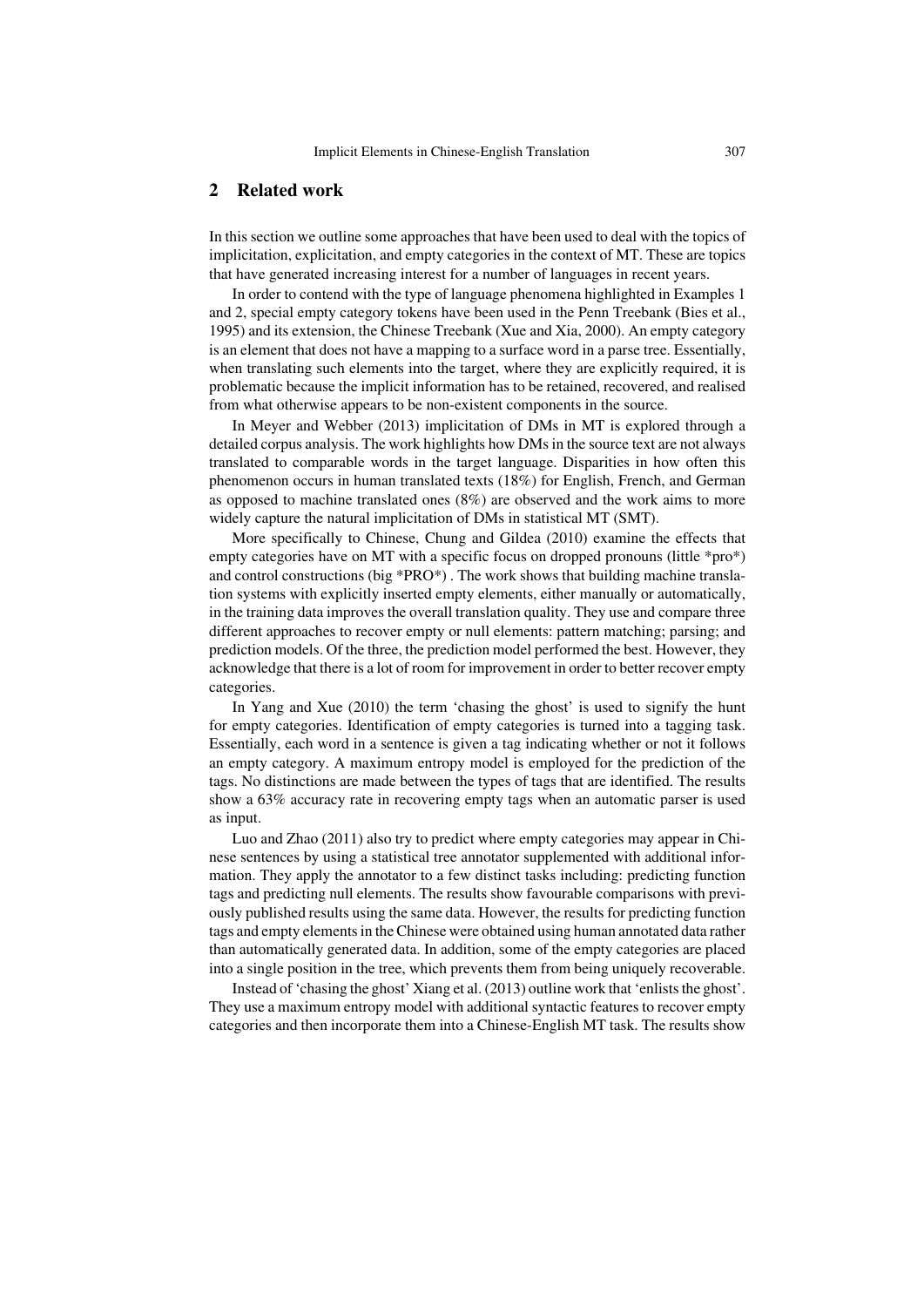## 2 Related work

In this section we outline some approaches that have been used to deal with the topics of implicitation, explicitation, and empty categories in the context of MT. These are topics that have generated increasing interest for a number of languages in recent years.

In order to contend with the type of language phenomena highlighted in Examples 1 and 2, special empty category tokens have been used in the Penn Treebank (Bies et al., 1995) and its extension, the Chinese Treebank (Xue and Xia, 2000). An empty category is an element that does not have a mapping to a surface word in a parse tree. Essentially, when translating such elements into the target, where they are explicitly required, it is problematic because the implicit information has to be retained, recovered, and realised from what otherwise appears to be non-existent components in the source.

In Meyer and Webber (2013) implicitation of DMs in MT is explored through a detailed corpus analysis. The work highlights how DMs in the source text are not always translated to comparable words in the target language. Disparities in how often this phenomenon occurs in human translated texts (18%) for English, French, and German as opposed to machine translated ones (8%) are observed and the work aims to more widely capture the natural implicitation of DMs in statistical MT (SMT).

More specifically to Chinese, Chung and Gildea (2010) examine the effects that empty categories have on MT with a specific focus on dropped pronouns (little *pro*) and control constructions (big *PRO*) . The work shows that building machine translation systems with explicitly inserted empty elements, either manually or automatically, in the training data improves the overall translation quality. They use and compare three different approaches to recover empty or null elements: pattern matching; parsing; and prediction models. Of the three, the prediction model performed the best. However, they acknowledge that there is a lot of room for improvement in order to better recover empty categories.

In Yang and Xue (2010) the term 'chasing the ghost' is used to signify the hunt for empty categories. Identification of empty categories is turned into a tagging task. Essentially, each word in a sentence is given a tag indicating whether or not it follows an empty category. A maximum entropy model is employed for the prediction of the tags. No distinctions are made between the types of tags that are identified. The results show a 63% accuracy rate in recovering empty tags when an automatic parser is used as input.

Luo and Zhao (2011) also try to predict where empty categories may appear in Chinese sentences by using a statistical tree annotator supplemented with additional information. They apply the annotator to a few distinct tasks including: predicting function tags and predicting null elements. The results show favourable comparisons with previously published results using the same data. However, the results for predicting function tags and empty elements in the Chinese were obtained using human annotated data rather than automatically generated data. In addition, some of the empty categories are placed into a single position in the tree, which prevents them from being uniquely recoverable.

Instead of 'chasing the ghost' Xiang et al. (2013) outline work that 'enlists the ghost'. They use a maximum entropy model with additional syntactic features to recover empty categories and then incorporate them into a Chinese-English MT task. The results show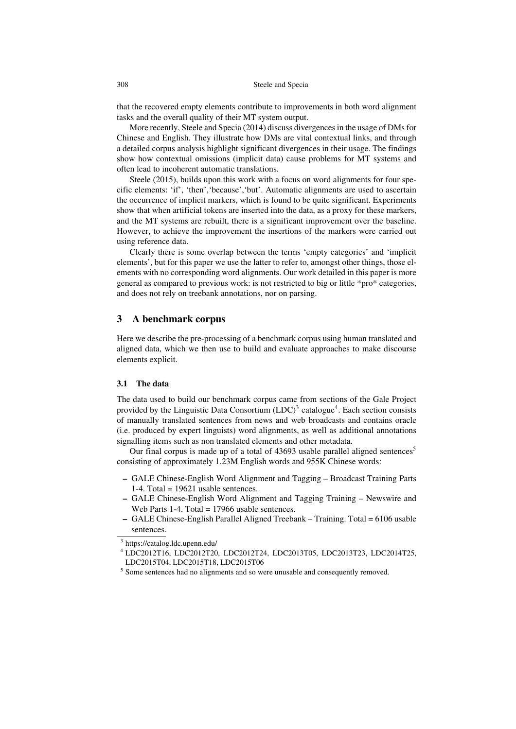that the recovered empty elements contribute to improvements in both word alignment tasks and the overall quality of their MT system output.

More recently, Steele and Specia (2014) discuss divergences in the usage of DMs for Chinese and English. They illustrate how DMs are vital contextual links, and through a detailed corpus analysis highlight significant divergences in their usage. The findings show how contextual omissions (implicit data) cause problems for MT systems and often lead to incoherent automatic translations.

Steele (2015), builds upon this work with a focus on word alignments for four specific elements: 'if', 'then','because','but'. Automatic alignments are used to ascertain the occurrence of implicit markers, which is found to be quite significant. Experiments show that when artificial tokens are inserted into the data, as a proxy for these markers, and the MT systems are rebuilt, there is a significant improvement over the baseline. However, to achieve the improvement the insertions of the markers were carried out using reference data.

Clearly there is some overlap between the terms 'empty categories' and 'implicit elements', but for this paper we use the latter to refer to, amongst other things, those elements with no corresponding word alignments. Our work detailed in this paper is more general as compared to previous work: is not restricted to big or little *pro* categories, and does not rely on treebank annotations, nor on parsing.

## 3 A benchmark corpus

Here we describe the pre-processing of a benchmark corpus using human translated and aligned data, which we then use to build and evaluate approaches to make discourse elements explicit.

### 3.1 The data

The data used to build our benchmark corpus came from sections of the Gale Project provided by the Linguistic Data Consortium (LDC)[3] catalogue[4]. Each section consists of manually translated sentences from news and web broadcasts and contains oracle (i.e. produced by expert linguists) word alignments, as well as additional annotations signalling items such as non translated elements and other metadata.

Our final corpus is made up of a total of 43693 usable parallel aligned sentences[5] consisting of approximately 1.23M English words and 955K Chinese words:

- GALE Chinese-English Word Alignment and Tagging – Broadcast Training Parts 1-4. Total = 19621 usable sentences.
- GALE Chinese-English Word Alignment and Tagging Training – Newswire and Web Parts 1-4. Total = 17966 usable sentences.
- GALE Chinese-English Parallel Aligned Treebank – Training. Total = 6106 usable sentences.

[3] https://catalog.ldc.upenn.edu/

[4] LDC2012T16, LDC2012T20, LDC2012T24, LDC2013T05, LDC2013T23, LDC2014T25, LDC2015T04, LDC2015T18, LDC2015T06

[5] Some sentences had no alignments and so were unusable and consequently removed.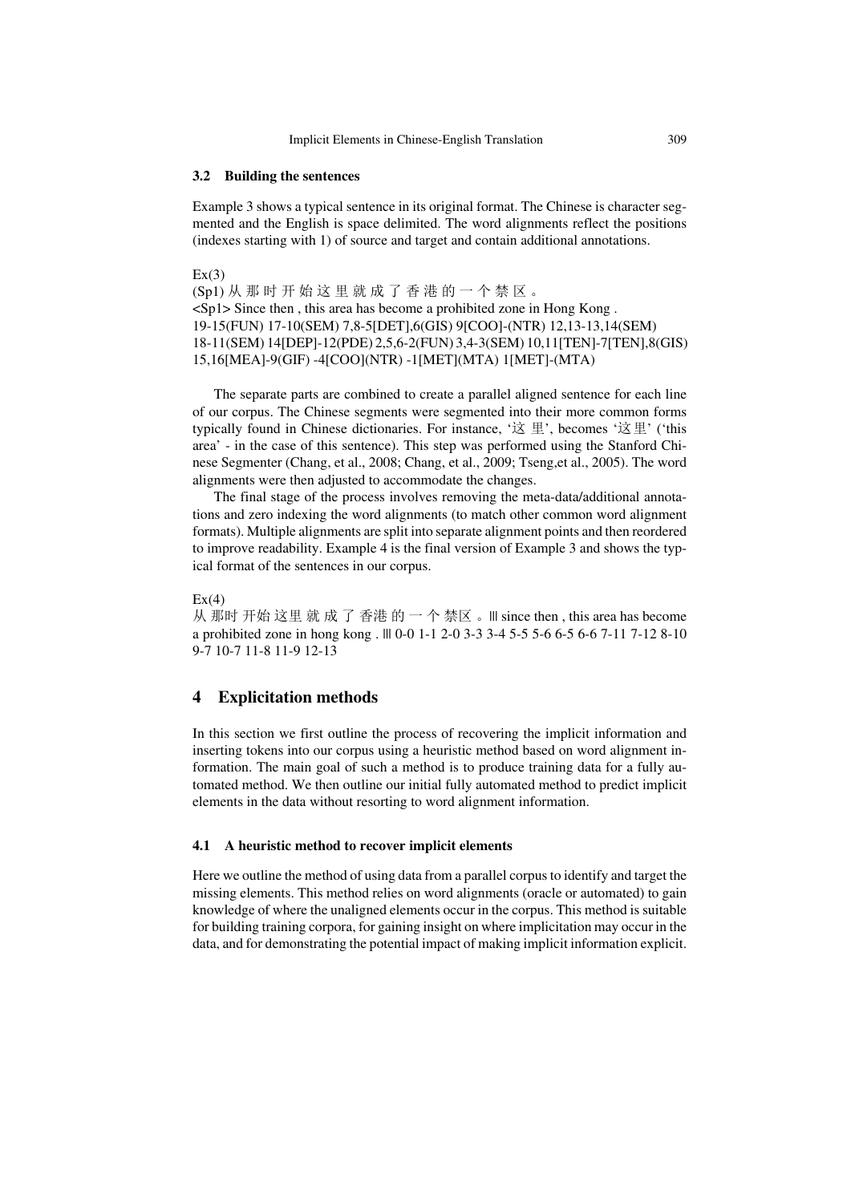### 3.2 Building the sentences

Example 3 shows a typical sentence in its original format. The Chinese is character segmented and the English is space delimited. The word alignments reflect the positions (indexes starting with 1) of source and target and contain additional annotations.

Ex(3)
(Sp1) 从 那 时 开 始 这 里 就 成 了 香 港 的 一 个 禁 区 。
<Sp1> Since then , this area has become a prohibited zone in Hong Kong .
19-15(FUN) 17-10(SEM) 7,8-5[DET],6(GIS) 9[COO]-(NTR) 12,13-13,14(SEM) 18-11(SEM) 14[DEP]-12(PDE) 2,5,6-2(FUN) 3,4-3(SEM) 10,11[TEN]-7[TEN],8(GIS) 15,16[MEA]-9(GIF) -4[COO](NTR) -1[MET](MTA) 1[MET]-(MTA)

The separate parts are combined to create a parallel aligned sentence for each line of our corpus. The Chinese segments were segmented into their more common forms typically found in Chinese dictionaries. For instance, '这 里', becomes '这里' ('this area' - in the case of this sentence). This step was performed using the Stanford Chinese Segmenter (Chang, et al., 2008; Chang, et al., 2009; Tseng,et al., 2005). The word alignments were then adjusted to accommodate the changes.

The final stage of the process involves removing the meta-data/additional annotations and zero indexing the word alignments (to match other common word alignment formats). Multiple alignments are split into separate alignment points and then reordered to improve readability. Example 4 is the final version of Example 3 and shows the typical format of the sentences in our corpus.

Ex(4)
从 那时 开始 这里 就 成 了 香港 的 一 个 禁区 。 ||| since then , this area has become a prohibited zone in hong kong . ||| 0-0 1-1 2-0 3-3 3-4 5-5 5-6 6-5 6-6 7-11 7-12 8-10 9-7 10-7 11-8 11-9 12-13

## 4 Explicitation methods

In this section we first outline the process of recovering the implicit information and inserting tokens into our corpus using a heuristic method based on word alignment information. The main goal of such a method is to produce training data for a fully automated method. We then outline our initial fully automated method to predict implicit elements in the data without resorting to word alignment information.

### 4.1 A heuristic method to recover implicit elements

Here we outline the method of using data from a parallel corpus to identify and target the missing elements. This method relies on word alignments (oracle or automated) to gain knowledge of where the unaligned elements occur in the corpus. This method is suitable for building training corpora, for gaining insight on where implicitation may occur in the data, and for demonstrating the potential impact of making implicit information explicit.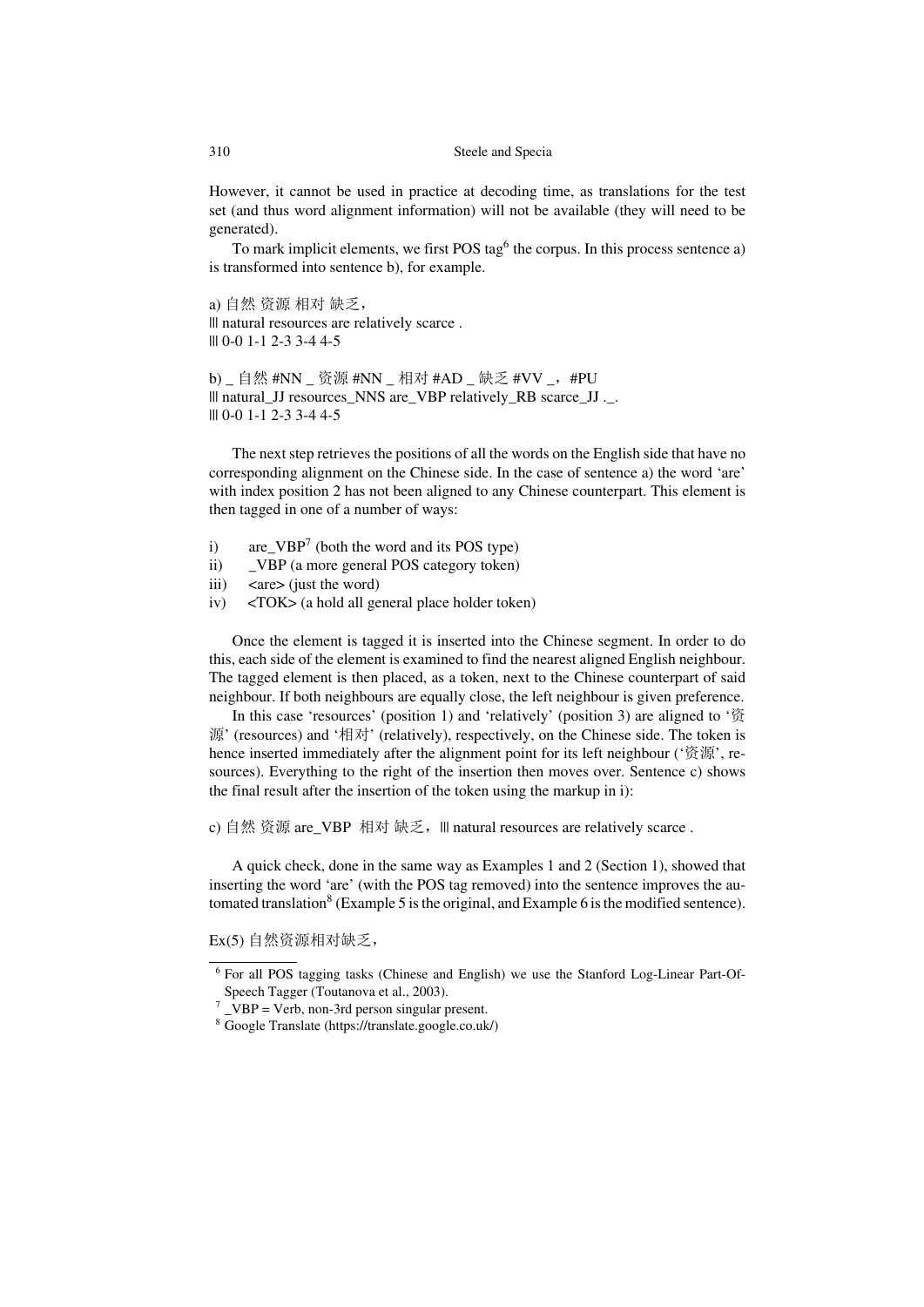However, it cannot be used in practice at decoding time, as translations for the test set (and thus word alignment information) will not be available (they will need to be generated).

To mark implicit elements, we first POS tag[6] the corpus. In this process sentence a) is transformed into sentence b), for example.

a) 自然 资源 相对 缺乏，
||| natural resources are relatively scarce .
||| 0-0 1-1 2-3 3-4 4-5

b) _ 自然 #NN _ 资源 #NN _ 相对 #AD _ 缺乏 #VV _，#PU
||| natural_JJ resources_NNS are_VBP relatively_RB scarce_JJ ._.
||| 0-0 1-1 2-3 3-4 4-5

The next step retrieves the positions of all the words on the English side that have no corresponding alignment on the Chinese side. In the case of sentence a) the word 'are' with index position 2 has not been aligned to any Chinese counterpart. This element is then tagged in one of a number of ways:

i) are_VBP[7] (both the word and its POS type)
ii) _VBP (a more general POS category token)
iii) <are> (just the word)
iv) <TOK> (a hold all general place holder token)

Once the element is tagged it is inserted into the Chinese segment. In order to do this, each side of the element is examined to find the nearest aligned English neighbour. The tagged element is then placed, as a token, next to the Chinese counterpart of said neighbour. If both neighbours are equally close, the left neighbour is given preference.

In this case 'resources' (position 1) and 'relatively' (position 3) are aligned to '资源' (resources) and '相对' (relatively), respectively, on the Chinese side. The token is hence inserted immediately after the alignment point for its left neighbour ('资源', resources). Everything to the right of the insertion then moves over. Sentence c) shows the final result after the insertion of the token using the markup in i):

c) 自然 资源 are_VBP 相对 缺乏，||| natural resources are relatively scarce .

A quick check, done in the same way as Examples 1 and 2 (Section 1), showed that inserting the word 'are' (with the POS tag removed) into the sentence improves the automated translation[8] (Example 5 is the original, and Example 6 is the modified sentence).

Ex(5) 自然资源相对缺乏，

---

[6] For all POS tagging tasks (Chinese and English) we use the Stanford Log-Linear Part-Of-Speech Tagger (Toutanova et al., 2003).
[7] _VBP = Verb, non-3rd person singular present.
[8] Google Translate (https://translate.google.co.uk/)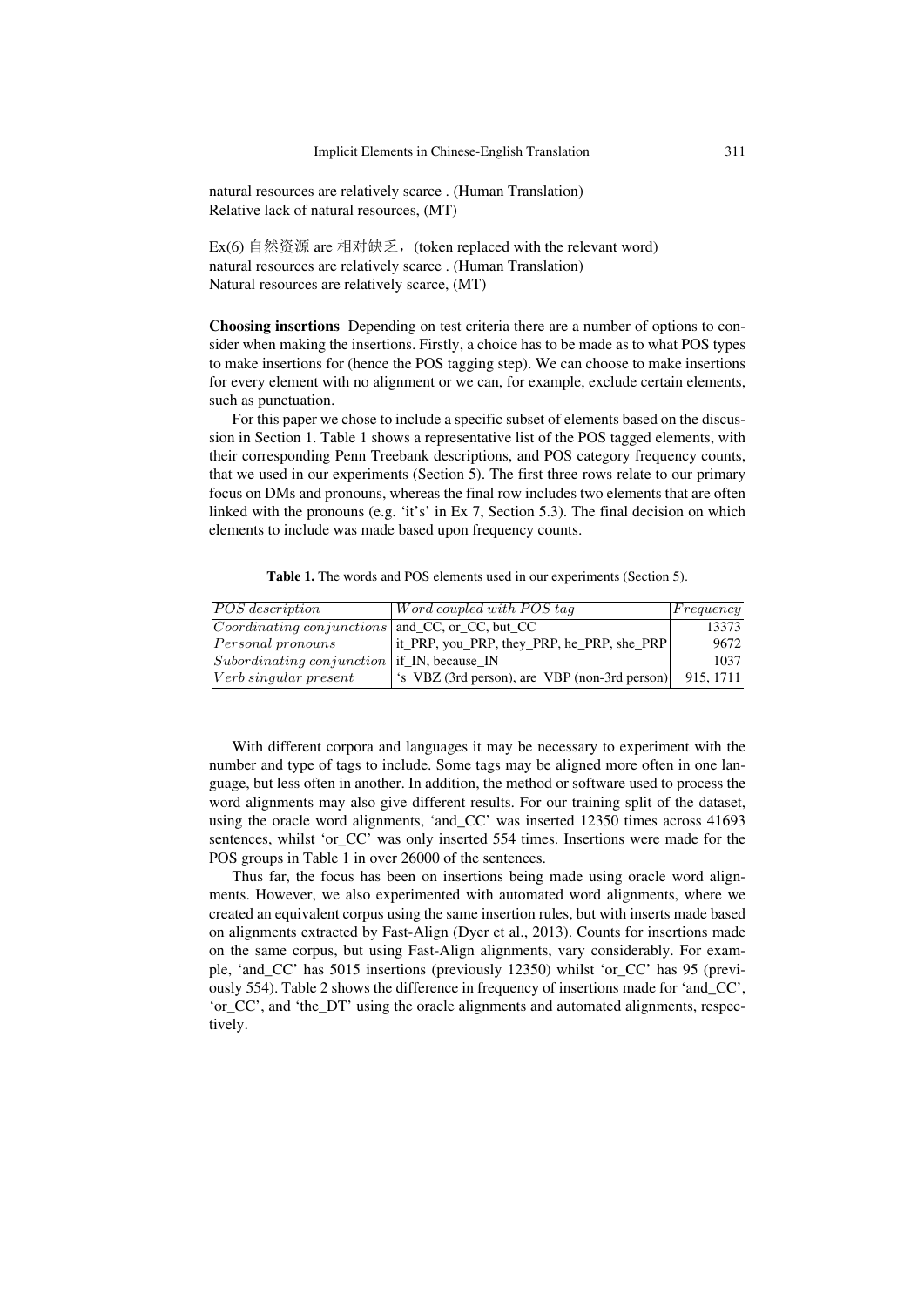natural resources are relatively scarce . (Human Translation)
Relative lack of natural resources, (MT)

Ex(6) 自然资源 are 相对缺乏，(token replaced with the relevant word)
natural resources are relatively scarce . (Human Translation)
Natural resources are relatively scarce, (MT)

**Choosing insertions** Depending on test criteria there are a number of options to consider when making the insertions. Firstly, a choice has to be made as to what POS types to make insertions for (hence the POS tagging step). We can choose to make insertions for every element with no alignment or we can, for example, exclude certain elements, such as punctuation.

For this paper we chose to include a specific subset of elements based on the discussion in Section 1. Table 1 shows a representative list of the POS tagged elements, with their corresponding Penn Treebank descriptions, and POS category frequency counts, that we used in our experiments (Section 5). The first three rows relate to our primary focus on DMs and pronouns, whereas the final row includes two elements that are often linked with the pronouns (e.g. 'it's' in Ex 7, Section 5.3). The final decision on which elements to include was made based upon frequency counts.

**Table 1.** The words and POS elements used in our experiments (Section 5).

| *POS description* | *Word coupled with POS tag* | *Frequency* |
|---|---|---|
| *Coordinating conjunctions* | and_CC, or_CC, but_CC | 13373 |
| *Personal pronouns* | it_PRP, you_PRP, they_PRP, he_PRP, she_PRP | 9672 |
| *Subordinating conjunction* | if_IN, because_IN | 1037 |
| *Verb singular present* | 's_VBZ (3rd person), are_VBP (non-3rd person) | 915, 1711 |

With different corpora and languages it may be necessary to experiment with the number and type of tags to include. Some tags may be aligned more often in one language, but less often in another. In addition, the method or software used to process the word alignments may also give different results. For our training split of the dataset, using the oracle word alignments, 'and_CC' was inserted 12350 times across 41693 sentences, whilst 'or_CC' was only inserted 554 times. Insertions were made for the POS groups in Table 1 in over 26000 of the sentences.

Thus far, the focus has been on insertions being made using oracle word alignments. However, we also experimented with automated word alignments, where we created an equivalent corpus using the same insertion rules, but with inserts made based on alignments extracted by Fast-Align (Dyer et al., 2013). Counts for insertions made on the same corpus, but using Fast-Align alignments, vary considerably. For example, 'and_CC' has 5015 insertions (previously 12350) whilst 'or_CC' has 95 (previously 554). Table 2 shows the difference in frequency of insertions made for 'and_CC', 'or_CC', and 'the_DT' using the oracle alignments and automated alignments, respectively.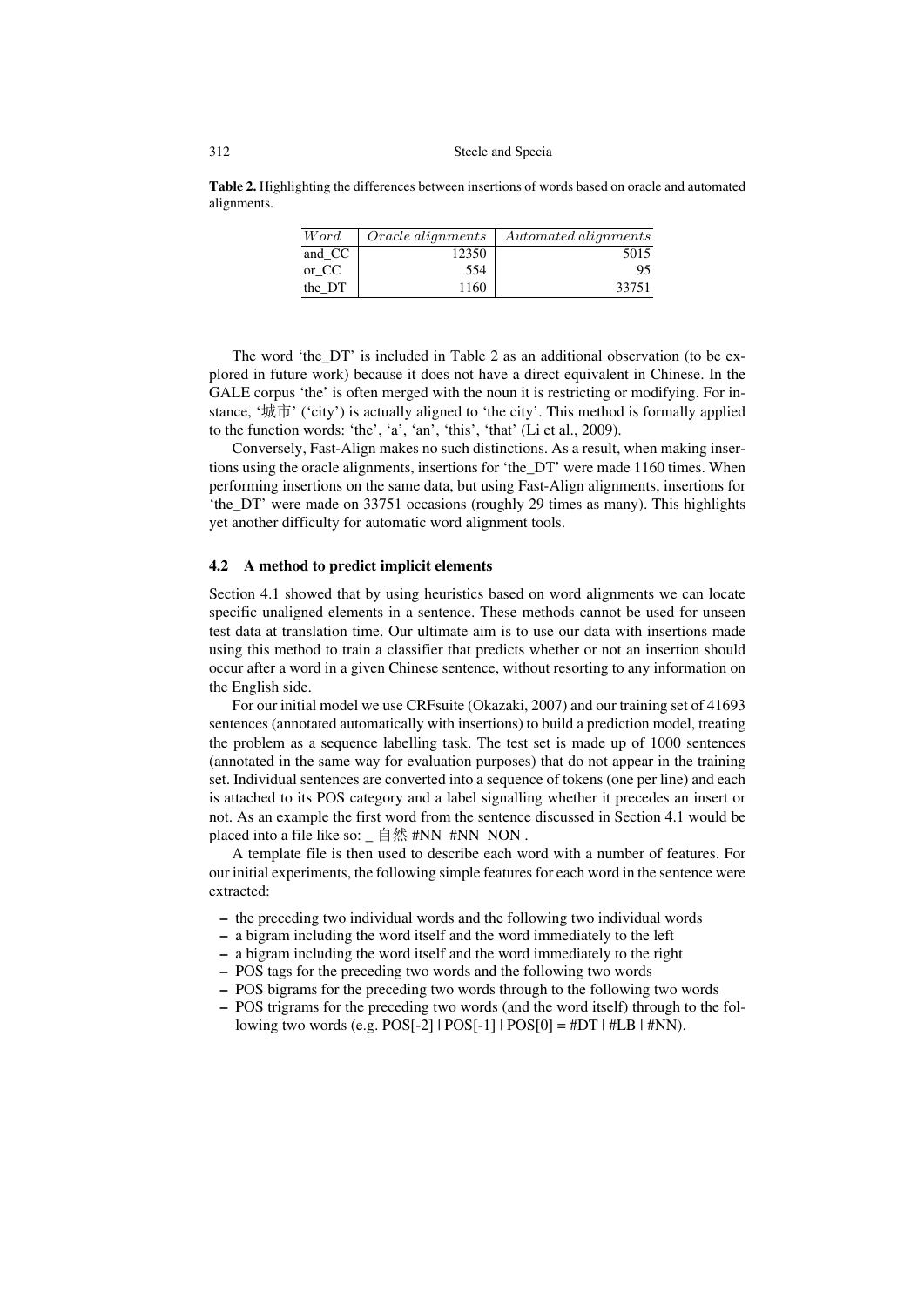**Table 2.** Highlighting the differences between insertions of words based on oracle and automated alignments.

| *Word* | *Oracle alignments* | *Automated alignments* |
|---|---:|---:|
| and_CC | 12350 | 5015 |
| or_CC | 554 | 95 |
| the_DT | 1160 | 33751 |

The word 'the_DT' is included in Table 2 as an additional observation (to be explored in future work) because it does not have a direct equivalent in Chinese. In the GALE corpus 'the' is often merged with the noun it is restricting or modifying. For instance, '城市' ('city') is actually aligned to 'the city'. This method is formally applied to the function words: 'the', 'a', 'an', 'this', 'that' (Li et al., 2009).

Conversely, Fast-Align makes no such distinctions. As a result, when making insertions using the oracle alignments, insertions for 'the_DT' were made 1160 times. When performing insertions on the same data, but using Fast-Align alignments, insertions for 'the_DT' were made on 33751 occasions (roughly 29 times as many). This highlights yet another difficulty for automatic word alignment tools.

### 4.2 A method to predict implicit elements

Section 4.1 showed that by using heuristics based on word alignments we can locate specific unaligned elements in a sentence. These methods cannot be used for unseen test data at translation time. Our ultimate aim is to use our data with insertions made using this method to train a classifier that predicts whether or not an insertion should occur after a word in a given Chinese sentence, without resorting to any information on the English side.

For our initial model we use CRFsuite (Okazaki, 2007) and our training set of 41693 sentences (annotated automatically with insertions) to build a prediction model, treating the problem as a sequence labelling task. The test set is made up of 1000 sentences (annotated in the same way for evaluation purposes) that do not appear in the training set. Individual sentences are converted into a sequence of tokens (one per line) and each is attached to its POS category and a label signalling whether it precedes an insert or not. As an example the first word from the sentence discussed in Section 4.1 would be placed into a file like so: _ 自然 #NN #NN NON .

A template file is then used to describe each word with a number of features. For our initial experiments, the following simple features for each word in the sentence were extracted:

- the preceding two individual words and the following two individual words
- a bigram including the word itself and the word immediately to the left
- a bigram including the word itself and the word immediately to the right
- POS tags for the preceding two words and the following two words
- POS bigrams for the preceding two words through to the following two words
- POS trigrams for the preceding two words (and the word itself) through to the following two words (e.g. POS[-2] | POS[-1] | POS[0] = #DT | #LB | #NN).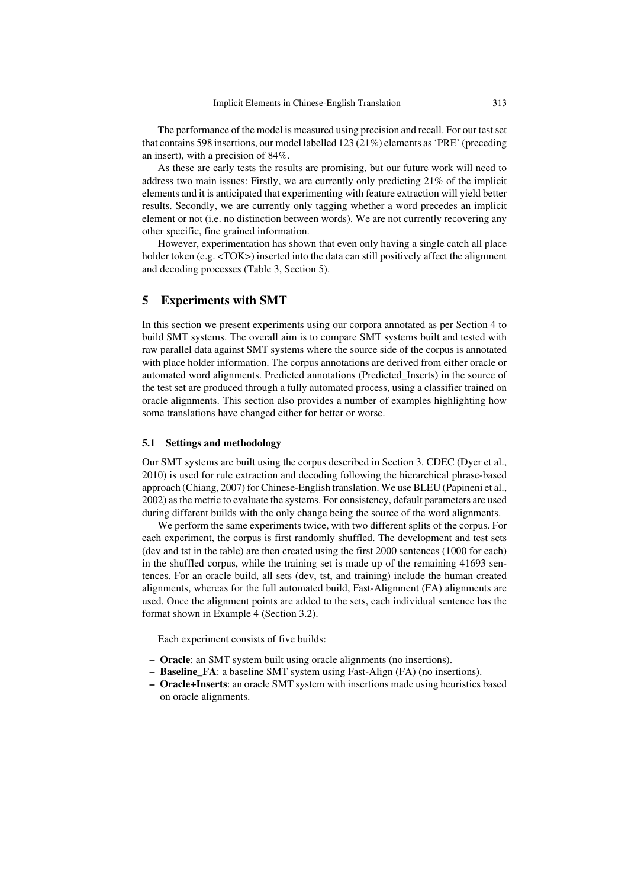The performance of the model is measured using precision and recall. For our test set that contains 598 insertions, our model labelled 123 (21%) elements as 'PRE' (preceding an insert), with a precision of 84%.

As these are early tests the results are promising, but our future work will need to address two main issues: Firstly, we are currently only predicting 21% of the implicit elements and it is anticipated that experimenting with feature extraction will yield better results. Secondly, we are currently only tagging whether a word precedes an implicit element or not (i.e. no distinction between words). We are not currently recovering any other specific, fine grained information.

However, experimentation has shown that even only having a single catch all place holder token (e.g. <TOK>) inserted into the data can still positively affect the alignment and decoding processes (Table 3, Section 5).

## 5 Experiments with SMT

In this section we present experiments using our corpora annotated as per Section 4 to build SMT systems. The overall aim is to compare SMT systems built and tested with raw parallel data against SMT systems where the source side of the corpus is annotated with place holder information. The corpus annotations are derived from either oracle or automated word alignments. Predicted annotations (Predicted_Inserts) in the source of the test set are produced through a fully automated process, using a classifier trained on oracle alignments. This section also provides a number of examples highlighting how some translations have changed either for better or worse.

### 5.1 Settings and methodology

Our SMT systems are built using the corpus described in Section 3. CDEC (Dyer et al., 2010) is used for rule extraction and decoding following the hierarchical phrase-based approach (Chiang, 2007) for Chinese-English translation. We use BLEU (Papineni et al., 2002) as the metric to evaluate the systems. For consistency, default parameters are used during different builds with the only change being the source of the word alignments.

We perform the same experiments twice, with two different splits of the corpus. For each experiment, the corpus is first randomly shuffled. The development and test sets (dev and tst in the table) are then created using the first 2000 sentences (1000 for each) in the shuffled corpus, while the training set is made up of the remaining 41693 sentences. For an oracle build, all sets (dev, tst, and training) include the human created alignments, whereas for the full automated build, Fast-Alignment (FA) alignments are used. Once the alignment points are added to the sets, each individual sentence has the format shown in Example 4 (Section 3.2).

Each experiment consists of five builds:

- **Oracle**: an SMT system built using oracle alignments (no insertions).
- **Baseline_FA**: a baseline SMT system using Fast-Align (FA) (no insertions).
- **Oracle+Inserts**: an oracle SMT system with insertions made using heuristics based on oracle alignments.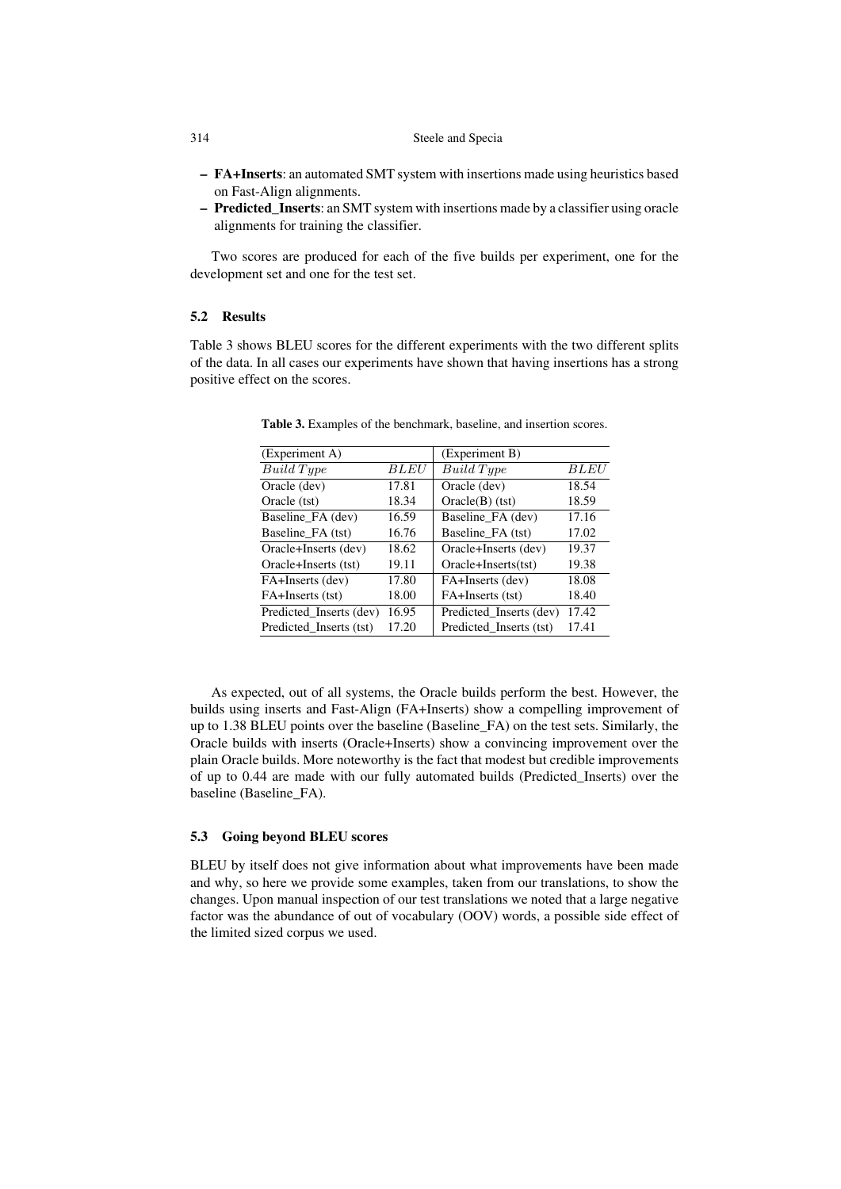- **FA+Inserts**: an automated SMT system with insertions made using heuristics based on Fast-Align alignments.
- **Predicted_Inserts**: an SMT system with insertions made by a classifier using oracle alignments for training the classifier.

Two scores are produced for each of the five builds per experiment, one for the development set and one for the test set.

### 5.2 Results

Table 3 shows BLEU scores for the different experiments with the two different splits of the data. In all cases our experiments have shown that having insertions has a strong positive effect on the scores.

**Table 3.** Examples of the benchmark, baseline, and insertion scores.

| (Experiment A) | | (Experiment B) | |
|---|---|---|---|
| *Build Type* | *BLEU* | *Build Type* | *BLEU* |
| Oracle (dev) | 17.81 | Oracle (dev) | 18.54 |
| Oracle (tst) | 18.34 | Oracle(B) (tst) | 18.59 |
| Baseline_FA (dev) | 16.59 | Baseline_FA (dev) | 17.16 |
| Baseline_FA (tst) | 16.76 | Baseline_FA (tst) | 17.02 |
| Oracle+Inserts (dev) | 18.62 | Oracle+Inserts (dev) | 19.37 |
| Oracle+Inserts (tst) | 19.11 | Oracle+Inserts(tst) | 19.38 |
| FA+Inserts (dev) | 17.80 | FA+Inserts (dev) | 18.08 |
| FA+Inserts (tst) | 18.00 | FA+Inserts (tst) | 18.40 |
| Predicted_Inserts (dev) | 16.95 | Predicted_Inserts (dev) | 17.42 |
| Predicted_Inserts (tst) | 17.20 | Predicted_Inserts (tst) | 17.41 |

As expected, out of all systems, the Oracle builds perform the best. However, the builds using inserts and Fast-Align (FA+Inserts) show a compelling improvement of up to 1.38 BLEU points over the baseline (Baseline_FA) on the test sets. Similarly, the Oracle builds with inserts (Oracle+Inserts) show a convincing improvement over the plain Oracle builds. More noteworthy is the fact that modest but credible improvements of up to 0.44 are made with our fully automated builds (Predicted_Inserts) over the baseline (Baseline_FA).

### 5.3 Going beyond BLEU scores

BLEU by itself does not give information about what improvements have been made and why, so here we provide some examples, taken from our translations, to show the changes. Upon manual inspection of our test translations we noted that a large negative factor was the abundance of out of vocabulary (OOV) words, a possible side effect of the limited sized corpus we used.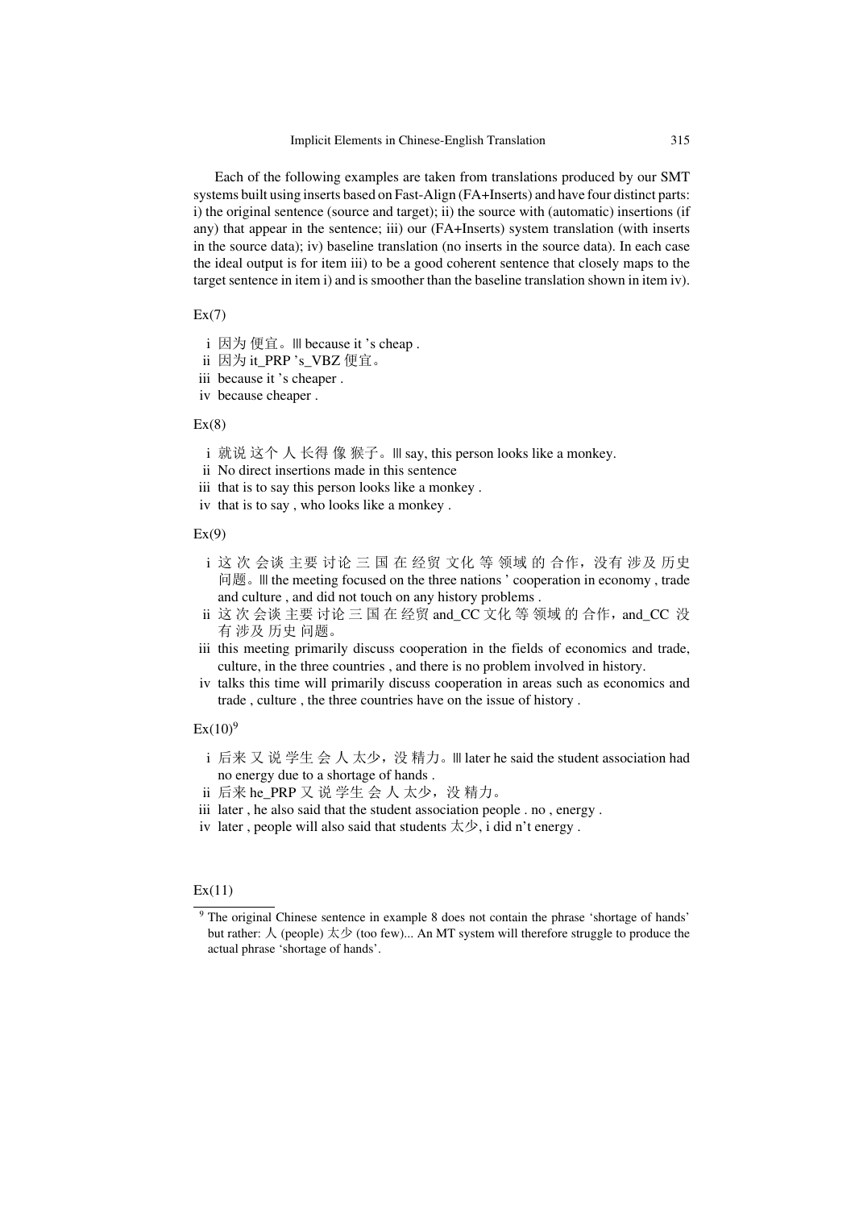Each of the following examples are taken from translations produced by our SMT systems built using inserts based on Fast-Align (FA+Inserts) and have four distinct parts: i) the original sentence (source and target); ii) the source with (automatic) insertions (if any) that appear in the sentence; iii) our (FA+Inserts) system translation (with inserts in the source data); iv) baseline translation (no inserts in the source data). In each case the ideal output is for item iii) to be a good coherent sentence that closely maps to the target sentence in item i) and is smoother than the baseline translation shown in item iv).

Ex(7)

i 因为 便宜。||| because it 's cheap .
ii 因为 it_PRP 's_VBZ 便宜。
iii because it 's cheaper .
iv because cheaper .

Ex(8)

i 就说 这个 人 长得 像 猴子。||| say, this person looks like a monkey.
ii No direct insertions made in this sentence
iii that is to say this person looks like a monkey .
iv that is to say , who looks like a monkey .

Ex(9)

i 这 次 会谈 主要 讨论 三 国 在 经贸 文化 等 领域 的 合作，没有 涉及 历史 问题。||| the meeting focused on the three nations ' cooperation in economy , trade and culture , and did not touch on any history problems .
ii 这 次 会谈 主要 讨论 三 国 在 经贸 and_CC 文化 等 领域 的 合作，and_CC 没有 涉及 历史 问题。
iii this meeting primarily discuss cooperation in the fields of economics and trade, culture, in the three countries , and there is no problem involved in history.
iv talks this time will primarily discuss cooperation in areas such as economics and trade , culture , the three countries have on the issue of history .

Ex(10)[9]

i 后来 又 说 学生 会 人 太少，没 精力。||| later he said the student association had no energy due to a shortage of hands .
ii 后来 he_PRP 又 说 学生 会 人 太少，没 精力。
iii later , he also said that the student association people . no , energy .
iv later , people will also said that students 太少, i did n't energy .

Ex(11)

[9] The original Chinese sentence in example 8 does not contain the phrase 'shortage of hands' but rather: 人 (people) 太少 (too few)... An MT system will therefore struggle to produce the actual phrase 'shortage of hands'.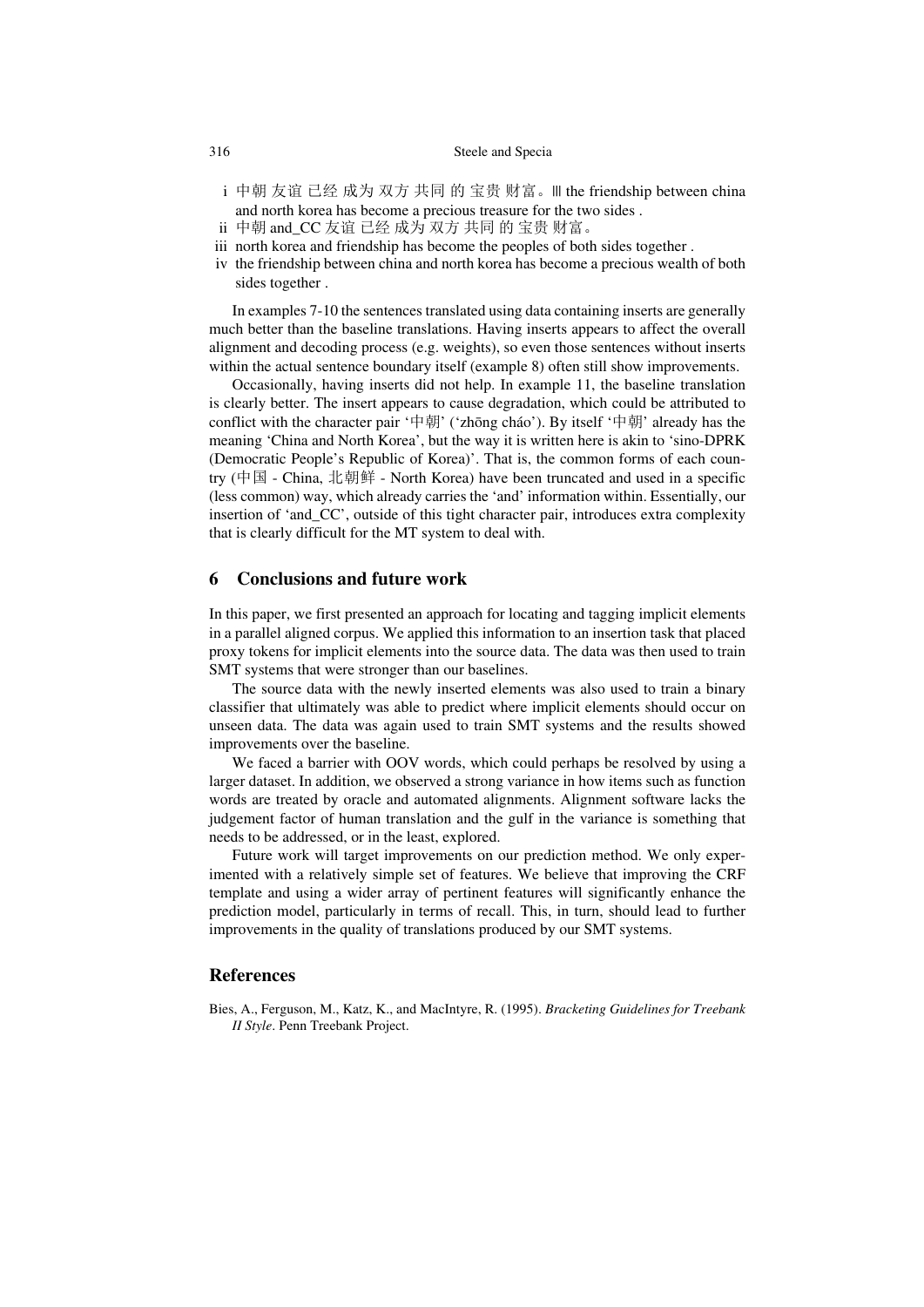i 中朝 友谊 已经 成为 双方 共同 的 宝贵 财富。||| the friendship between china and north korea has become a precious treasure for the two sides .
ii 中朝 and_CC 友谊 已经 成为 双方 共同 的 宝贵 财富。
iii north korea and friendship has become the peoples of both sides together .
iv the friendship between china and north korea has become a precious wealth of both sides together .

In examples 7-10 the sentences translated using data containing inserts are generally much better than the baseline translations. Having inserts appears to affect the overall alignment and decoding process (e.g. weights), so even those sentences without inserts within the actual sentence boundary itself (example 8) often still show improvements.

Occasionally, having inserts did not help. In example 11, the baseline translation is clearly better. The insert appears to cause degradation, which could be attributed to conflict with the character pair '中朝' ('zhōng cháo'). By itself '中朝' already has the meaning 'China and North Korea', but the way it is written here is akin to 'sino-DPRK (Democratic People's Republic of Korea)'. That is, the common forms of each country (中国 - China, 北朝鲜 - North Korea) have been truncated and used in a specific (less common) way, which already carries the 'and' information within. Essentially, our insertion of 'and_CC', outside of this tight character pair, introduces extra complexity that is clearly difficult for the MT system to deal with.

## 6 Conclusions and future work

In this paper, we first presented an approach for locating and tagging implicit elements in a parallel aligned corpus. We applied this information to an insertion task that placed proxy tokens for implicit elements into the source data. The data was then used to train SMT systems that were stronger than our baselines.

The source data with the newly inserted elements was also used to train a binary classifier that ultimately was able to predict where implicit elements should occur on unseen data. The data was again used to train SMT systems and the results showed improvements over the baseline.

We faced a barrier with OOV words, which could perhaps be resolved by using a larger dataset. In addition, we observed a strong variance in how items such as function words are treated by oracle and automated alignments. Alignment software lacks the judgement factor of human translation and the gulf in the variance is something that needs to be addressed, or in the least, explored.

Future work will target improvements on our prediction method. We only experimented with a relatively simple set of features. We believe that improving the CRF template and using a wider array of pertinent features will significantly enhance the prediction model, particularly in terms of recall. This, in turn, should lead to further improvements in the quality of translations produced by our SMT systems.

## References

Bies, A., Ferguson, M., Katz, K., and MacIntyre, R. (1995). *Bracketing Guidelines for Treebank II Style*. Penn Treebank Project.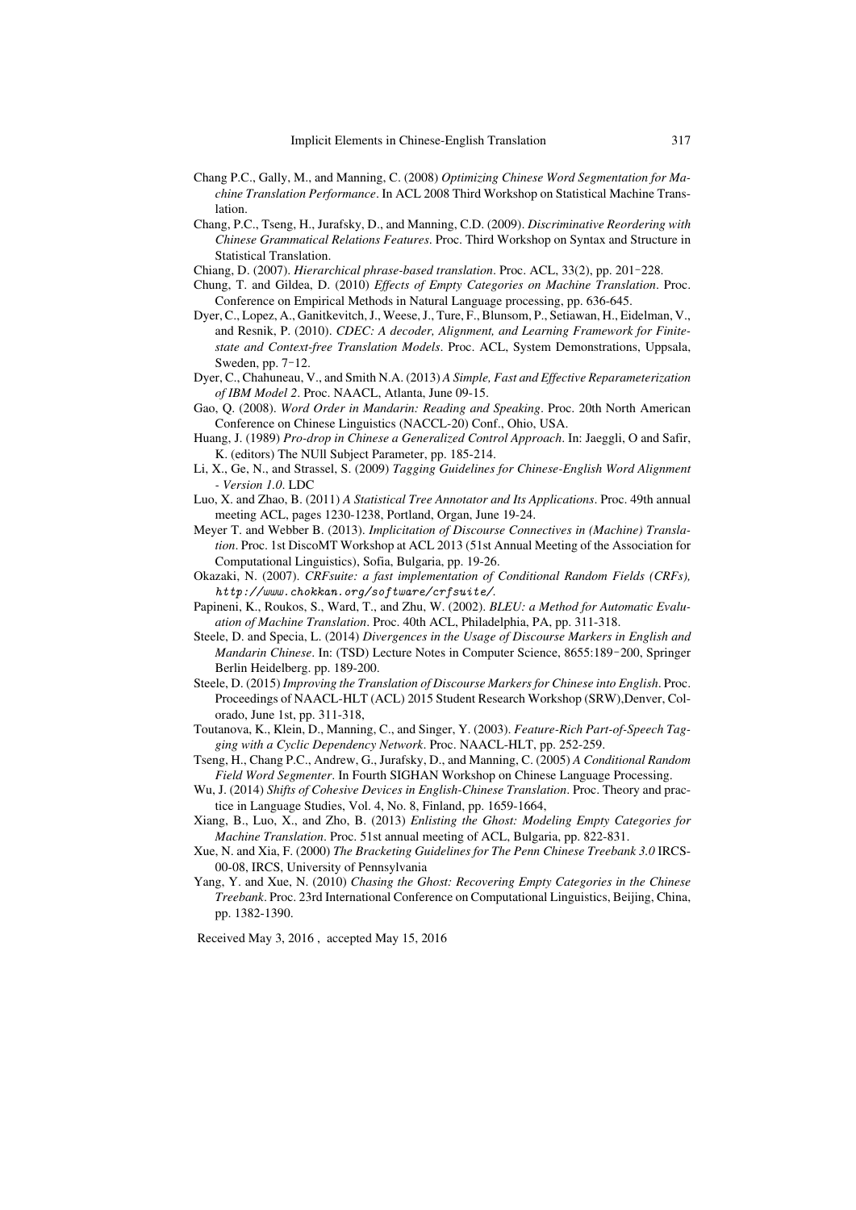Chang P.C., Gally, M., and Manning, C. (2008) *Optimizing Chinese Word Segmentation for Machine Translation Performance*. In ACL 2008 Third Workshop on Statistical Machine Translation.

Chang, P.C., Tseng, H., Jurafsky, D., and Manning, C.D. (2009). *Discriminative Reordering with Chinese Grammatical Relations Features*. Proc. Third Workshop on Syntax and Structure in Statistical Translation.

Chiang, D. (2007). *Hierarchical phrase-based translation*. Proc. ACL, 33(2), pp. 201–228.

Chung, T. and Gildea, D. (2010) *Effects of Empty Categories on Machine Translation*. Proc. Conference on Empirical Methods in Natural Language processing, pp. 636-645.

Dyer, C., Lopez, A., Ganitkevitch, J., Weese, J., Ture, F., Blunsom, P., Setiawan, H., Eidelman, V., and Resnik, P. (2010). *CDEC: A decoder, Alignment, and Learning Framework for Finite-state and Context-free Translation Models*. Proc. ACL, System Demonstrations, Uppsala, Sweden, pp. 7–12.

Dyer, C., Chahuneau, V., and Smith N.A. (2013) *A Simple, Fast and Effective Reparameterization of IBM Model 2*. Proc. NAACL, Atlanta, June 09-15.

Gao, Q. (2008). *Word Order in Mandarin: Reading and Speaking*. Proc. 20th North American Conference on Chinese Linguistics (NACCL-20) Conf., Ohio, USA.

Huang, J. (1989) *Pro-drop in Chinese a Generalized Control Approach*. In: Jaeggli, O and Safir, K. (editors) The NUll Subject Parameter, pp. 185-214.

Li, X., Ge, N., and Strassel, S. (2009) *Tagging Guidelines for Chinese-English Word Alignment - Version 1.0*. LDC

Luo, X. and Zhao, B. (2011) *A Statistical Tree Annotator and Its Applications*. Proc. 49th annual meeting ACL, pages 1230-1238, Portland, Organ, June 19-24.

Meyer T. and Webber B. (2013). *Implicitation of Discourse Connectives in (Machine) Translation*. Proc. 1st DiscoMT Workshop at ACL 2013 (51st Annual Meeting of the Association for Computational Linguistics), Sofia, Bulgaria, pp. 19-26.

Okazaki, N. (2007). *CRFsuite: a fast implementation of Conditional Random Fields (CRFs), http://www.chokkan.org/software/crfsuite/*.

Papineni, K., Roukos, S., Ward, T., and Zhu, W. (2002). *BLEU: a Method for Automatic Evaluation of Machine Translation*. Proc. 40th ACL, Philadelphia, PA, pp. 311-318.

Steele, D. and Specia, L. (2014) *Divergences in the Usage of Discourse Markers in English and Mandarin Chinese*. In: (TSD) Lecture Notes in Computer Science, 8655:189–200, Springer Berlin Heidelberg. pp. 189-200.

Steele, D. (2015) *Improving the Translation of Discourse Markers for Chinese into English*. Proc. Proceedings of NAACL-HLT (ACL) 2015 Student Research Workshop (SRW),Denver, Colorado, June 1st, pp. 311-318,

Toutanova, K., Klein, D., Manning, C., and Singer, Y. (2003). *Feature-Rich Part-of-Speech Tagging with a Cyclic Dependency Network*. Proc. NAACL-HLT, pp. 252-259.

Tseng, H., Chang P.C., Andrew, G., Jurafsky, D., and Manning, C. (2005) *A Conditional Random Field Word Segmenter*. In Fourth SIGHAN Workshop on Chinese Language Processing.

Wu, J. (2014) *Shifts of Cohesive Devices in English-Chinese Translation*. Proc. Theory and practice in Language Studies, Vol. 4, No. 8, Finland, pp. 1659-1664,

Xiang, B., Luo, X., and Zho, B. (2013) *Enlisting the Ghost: Modeling Empty Categories for Machine Translation*. Proc. 51st annual meeting of ACL, Bulgaria, pp. 822-831.

Xue, N. and Xia, F. (2000) *The Bracketing Guidelines for The Penn Chinese Treebank 3.0* IRCS-00-08, IRCS, University of Pennsylvania

Yang, Y. and Xue, N. (2010) *Chasing the Ghost: Recovering Empty Categories in the Chinese Treebank*. Proc. 23rd International Conference on Computational Linguistics, Beijing, China, pp. 1382-1390.

Received May 3, 2016 , accepted May 15, 2016